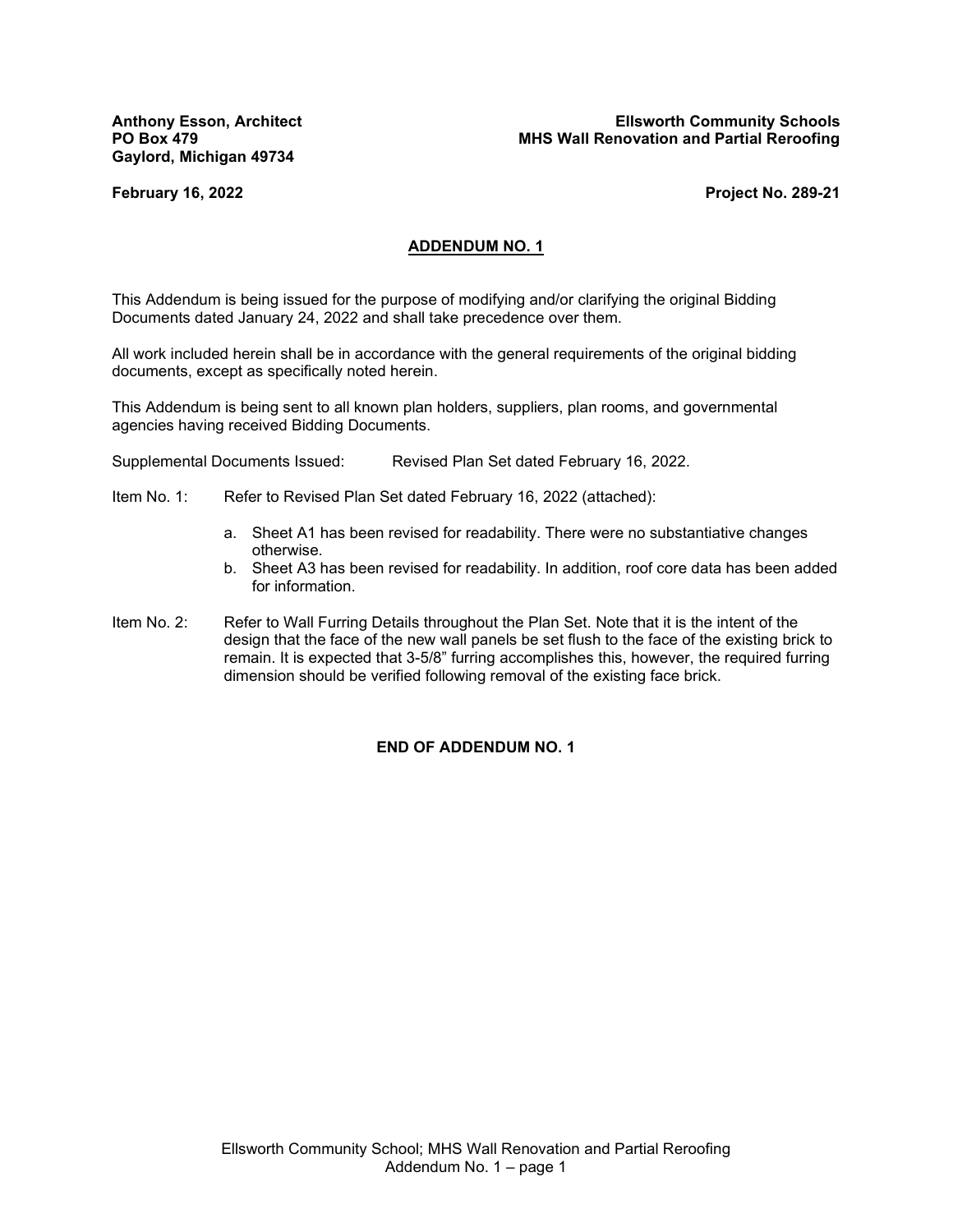**Anthony Esson, Architect**
**PO Box 479**
**Gaylord, Michigan 49734**

**Ellsworth Community Schools**
**MHS Wall Renovation and Partial Reroofing**

**February 16, 2022**

**Project No. 289-21**

## ADDENDUM NO. 1

This Addendum is being issued for the purpose of modifying and/or clarifying the original Bidding Documents dated January 24, 2022 and shall take precedence over them.

All work included herein shall be in accordance with the general requirements of the original bidding documents, except as specifically noted herein.

This Addendum is being sent to all known plan holders, suppliers, plan rooms, and governmental agencies having received Bidding Documents.

Supplemental Documents Issued: Revised Plan Set dated February 16, 2022.

Item No. 1: Refer to Revised Plan Set dated February 16, 2022 (attached):

a. Sheet A1 has been revised for readability. There were no substantiative changes otherwise.
b. Sheet A3 has been revised for readability. In addition, roof core data has been added for information.

Item No. 2: Refer to Wall Furring Details throughout the Plan Set. Note that it is the intent of the design that the face of the new wall panels be set flush to the face of the existing brick to remain. It is expected that 3-5/8" furring accomplishes this, however, the required furring dimension should be verified following removal of the existing face brick.

**END OF ADDENDUM NO. 1**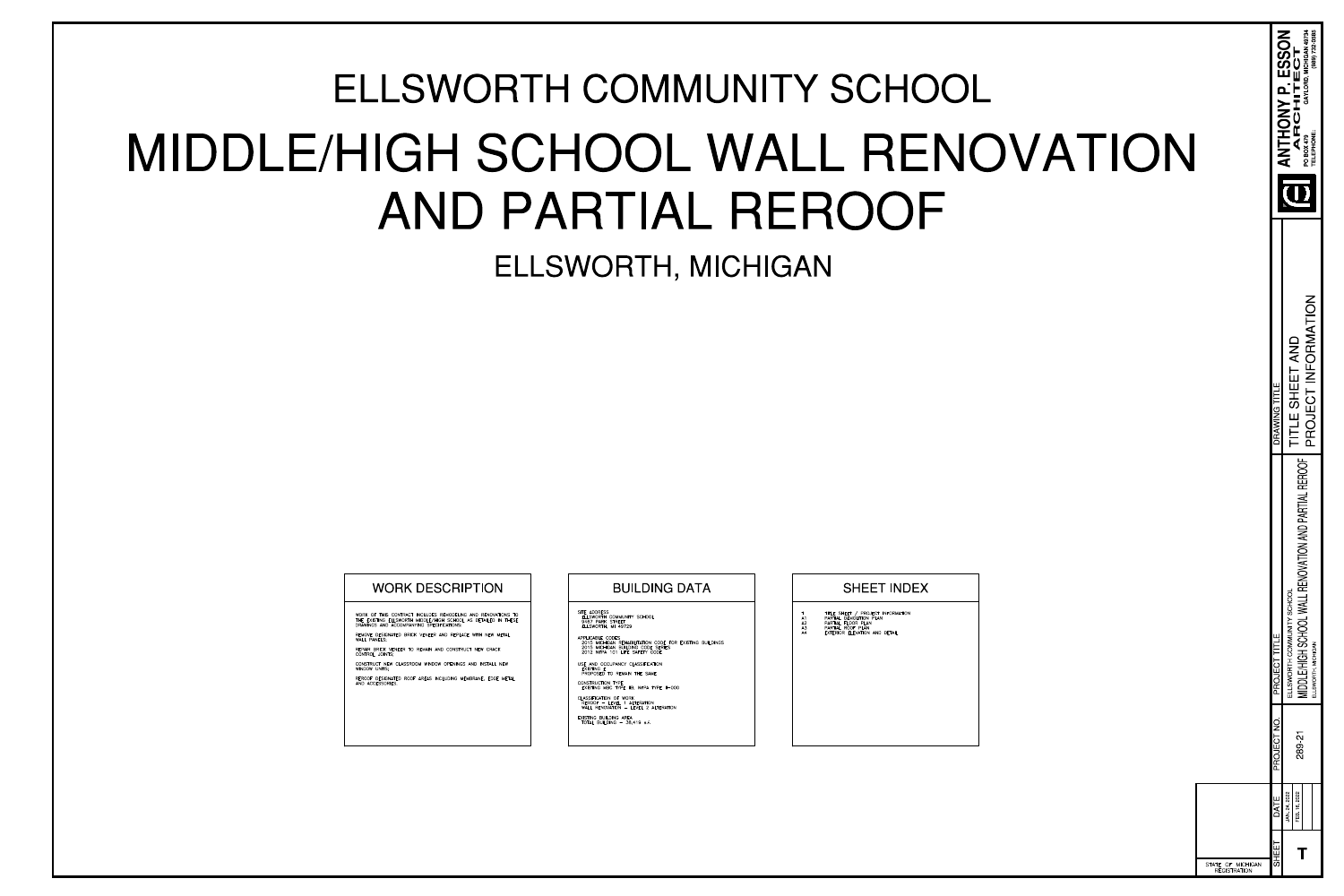# ELLSWORTH COMMUNITY SCHOOL

# MIDDLE/HIGH SCHOOL WALL RENOVATION AND PARTIAL REROOF

## ELLSWORTH, MICHIGAN

### WORK DESCRIPTION

WORK OF THIS CONTRACT INCLUDES REMODELING AND RENOVATIONS TO THE EXISTING ELLSWORTH MIDDLE/HIGH SCHOOL AS DETAILED IN THESE DRAWINGS AND ACCOMPANYING SPECIFICATIONS.

REMOVE DESIGNATED BRICK VENEER AND REPLACE WITH NEW METAL WALL PANELS.

REPAIR BRICK VENEER TO REMAIN AND CONSTRUCT NEW CRACK CONTROL JOINTS.

CONSTRUCT NEW CLASSROOM WINDOW OPENINGS AND INSTALL NEW WINDOW UNITS.

REROOF DESIGNATED ROOF AREAS INCLUDING MEMBRANE, EDGE METAL AND ACCESSORIES.

### BUILDING DATA

SITE ADDRESS
ELLSWORTH COMMUNITY SCHOOL
9467 PARK STREET
ELLSWORTH, MI 49729

APPLICABLE CODES
2015 MICHIGAN REHABILITATION CODE FOR EXISTING BUILDINGS
2015 MICHIGAN BUILDING CODE SERIES
2012 NFPA 101 LIFE SAFETY CODE

USE AND OCCUPANCY CLASSIFICATION
EXISTING E
PROPOSED TO REMAIN THE SAME

CONSTRUCTION TYPE
EXISTING MBC TYPE IIB, NFPA TYPE II-000

CLASSIFICATION OF WORK
REROOF — LEVEL 1 ALTERATION
WALL RENOVATION — LEVEL 2 ALTERATION

EXISTING BUILDING AREA
TOTAL BUILDING — 38,419 s.f.

### SHEET INDEX

| | |
|---|---|
| T | TITLE SHEET / PROJECT INFORMATION |
| A1 | PARTIAL DEMOLITION PLAN |
| A2 | PARTIAL FLOOR PLAN |
| A3 | PARTIAL ROOF PLAN |
| A4 | EXTERIOR ELEVATION AND DETAIL |

STATE OF MICHIGAN REGISTRATION

**ANTHONY P. ESSON ARCHITECT**
PO BOX 619 GAYLORD, MICHIGAN 49734
TELEPHONE: (989) 732-6383

| SHEET | DATE | PROJECT NO. | PROJECT TITLE | DRAWING TITLE |
|---|---|---|---|---|
| T | JAN. 24, 2022<br>FEB. 16, 2022 | 289-21 | ELLSWORTH COMMUNITY SCHOOL<br>MIDDLE/HIGH SCHOOL WALL RENOVATION AND PARTIAL REROOF<br>ELLSWORTH, MICHIGAN | TITLE SHEET AND PROJECT INFORMATION |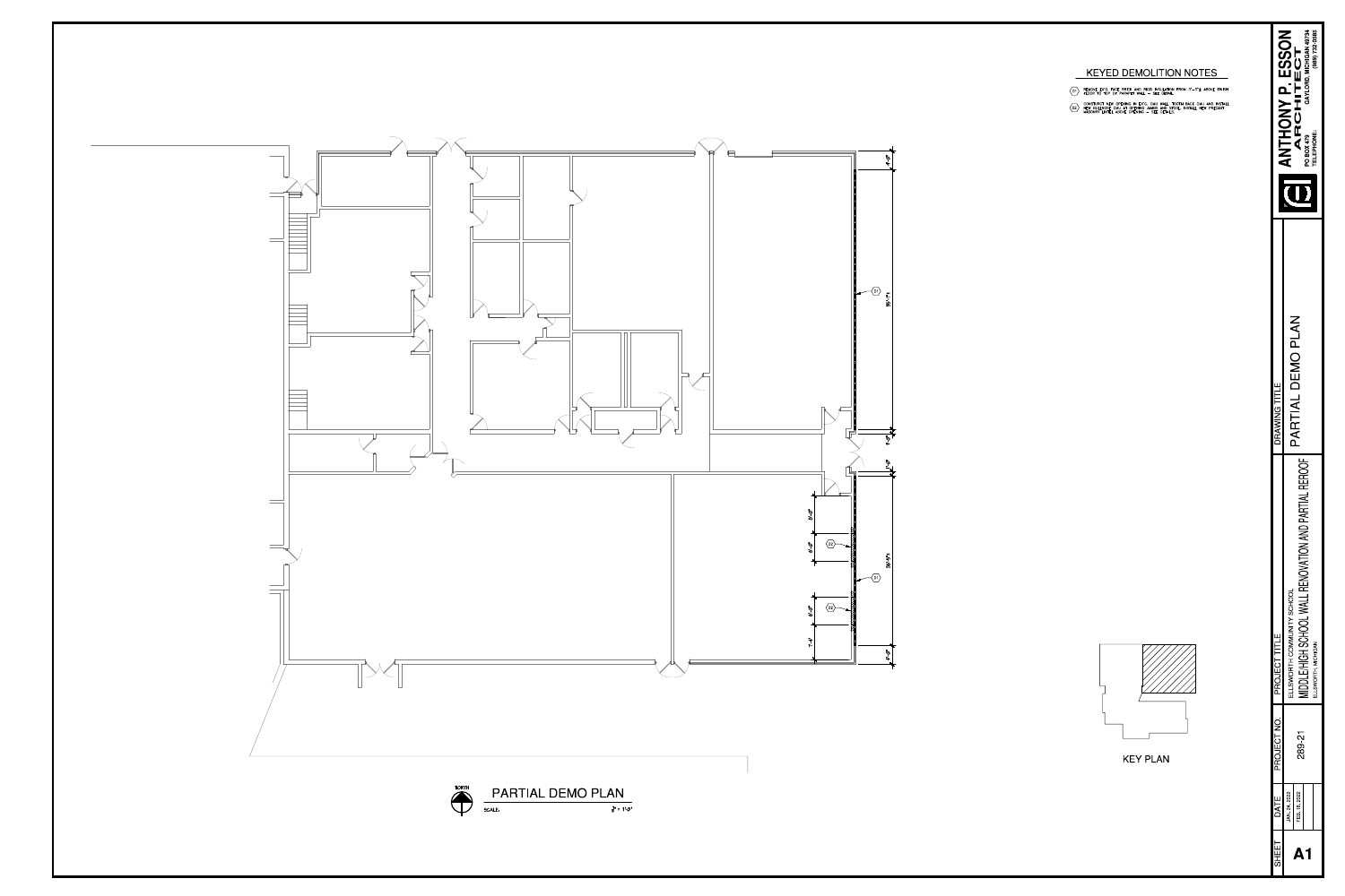## KEYED DEMOLITION NOTES

- (01) REMOVE EXIST. FACE BRICK AND RIGID INSULATION FROM 11'-7"± ABOVE FINISH FLOOR TO TOP OF PARAPET WALL – SEE DETAIL.
- (02) CONSTRUCT NEW OPENING IN EXIST. CMU WALL. TOOTH BACK CMU AND INSTALL NEW BULLNOSE CMU AT OPENING JAMBS AND SILLS. INSTALL NEW PRECAST MASONRY LINTEL ABOVE OPENING – SEE DETAILS.

4'-8"

59'-7"±

1'-6"

1'-4"

59'-5"±

3'-0"

6'-0"

6'-0"

7'-4"

4'-8"

KEY PLAN

NORTH

## PARTIAL DEMO PLAN

SCALE: 1/8" = 1'-0"

**ANTHONY P. ESSON ARCHITECT**
PO BOX 829 GAYLORD, MICHIGAN 49734
TELEPHONE: (989) 732-6585

DRAWING TITLE: PARTIAL DEMO PLAN

PROJECT TITLE: ELLSWORTH COMMUNITY SCHOOL
MIDDLE/HIGH SCHOOL WALL RENOVATION AND PARTIAL REROOF
ELLSWORTH, MICHIGAN

PROJECT NO.: 289-21

DATE: JAN. 24, 2022 / FEB. 16, 2022

SHEET: A1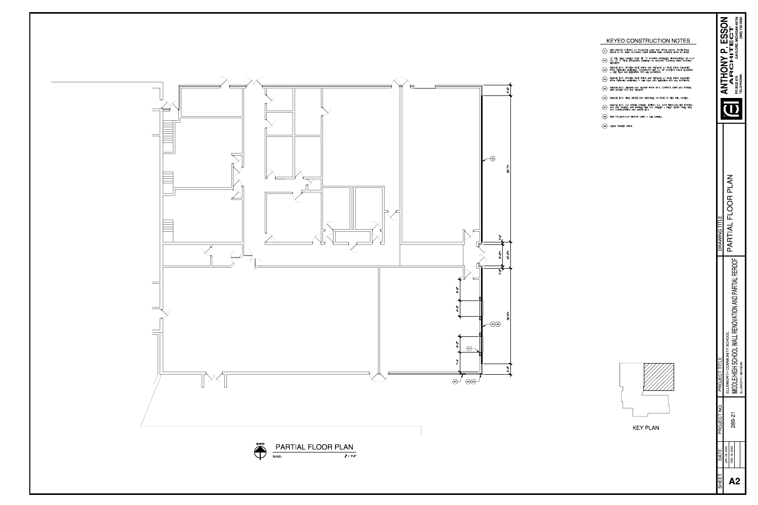## KEYED CONSTRUCTION NOTES

- (A1) NEW WINDOW OPENING w/ BULLNOSE JAMB AND STOOL BLOCK. TOOTH BLOCK IN TO JAMB COURSING. PAINT ENTIRE WALL SURFACE, EDGE TO EDGE.
- (A2) 12" MTL. WALL PANELS OVER 4" "Z" FURRING INSTALLED HORIZONTALLY AT 4'-0" O.C. w/ 2" RIGID INSULATION ADHERED TO MASONRY SURFACE (PERP. FURRING MEMBERS).
- (A3) REMOVE EXIS. BROKEN FACE BRICK AND REPLACE w/ FACE BRICK SALVAGED FROM REMOVED MATERIALS. CONSTRUCT NEW C.J. AT CURRENT CRACK LOCATION – SEE PLAN AND ELEVATION FOR ALL LOCATIONS.
- (A4) REMOVE EXIS. BROKEN FACE BRICK AND REPLACE w/ FACE BRICK SALVAGED FROM REMOVED MATERIALS – SEE PLAN AND ELEVATION FOR ALL LOCATIONS.
- (A5) REMOVE EXIS. SEALANT AND BACKER FROM EXIS. CONTROL JOINT AND INSTALL NEW BACKER ROD AND SEALANT.
- (A6) REMOVE EXIS. BELL DEVICE AND REINSTALL ON FACE OF NEW MTL. PANELS.
- (A7) REMOVE EXIS. O.A. INTAKE GRILLES, EXTEND O.A. DUCT THROUGH NEW FURRING AND MTL. PANELS, AND INSTALL NEW O.A. GRILLES – FIELD VERIFY GRILL SIZE AND CONFIGURATION AND MATCH EXIS.
- (A8) NEW PROJECT-OUT WINDOW UNITS – SEE DETAILS.
- (A9) CLEAN STAINED BRICK.

4'-0"
59'-7¼"
1'-6"
5'-0"
13'-3¼"
1'-6"
6'-0"
6'-0"
39'-5½"
6'-0"
7'-4"
4'-0"

KEY PLAN

NORTH

PARTIAL FLOOR PLAN

SCALE: 1/8" = 1'-0"

ANTHONY P. ESSON
ARCHITECT
PO BOX 879
GAYLORD, MICHIGAN 49734
TELEPHONE: (989) 732-6383

| DRAWING TITLE |
|---|
| PARTIAL FLOOR PLAN |

| PROJECT TITLE |
|---|
| ELLSWORTH COMMUNITY SCHOOL |
| MIDDLE/HIGH SCHOOL WALL RENOVATION AND PARTIAL REROOF |
| ELLSWORTH, MICHIGAN |

| PROJECT NO. |
|---|
| 289-21 |

| DATE |
|---|
| JAN. 24, 2022 |
| FEB. 16, 2022 |

| SHEET |
|---|
| A2 |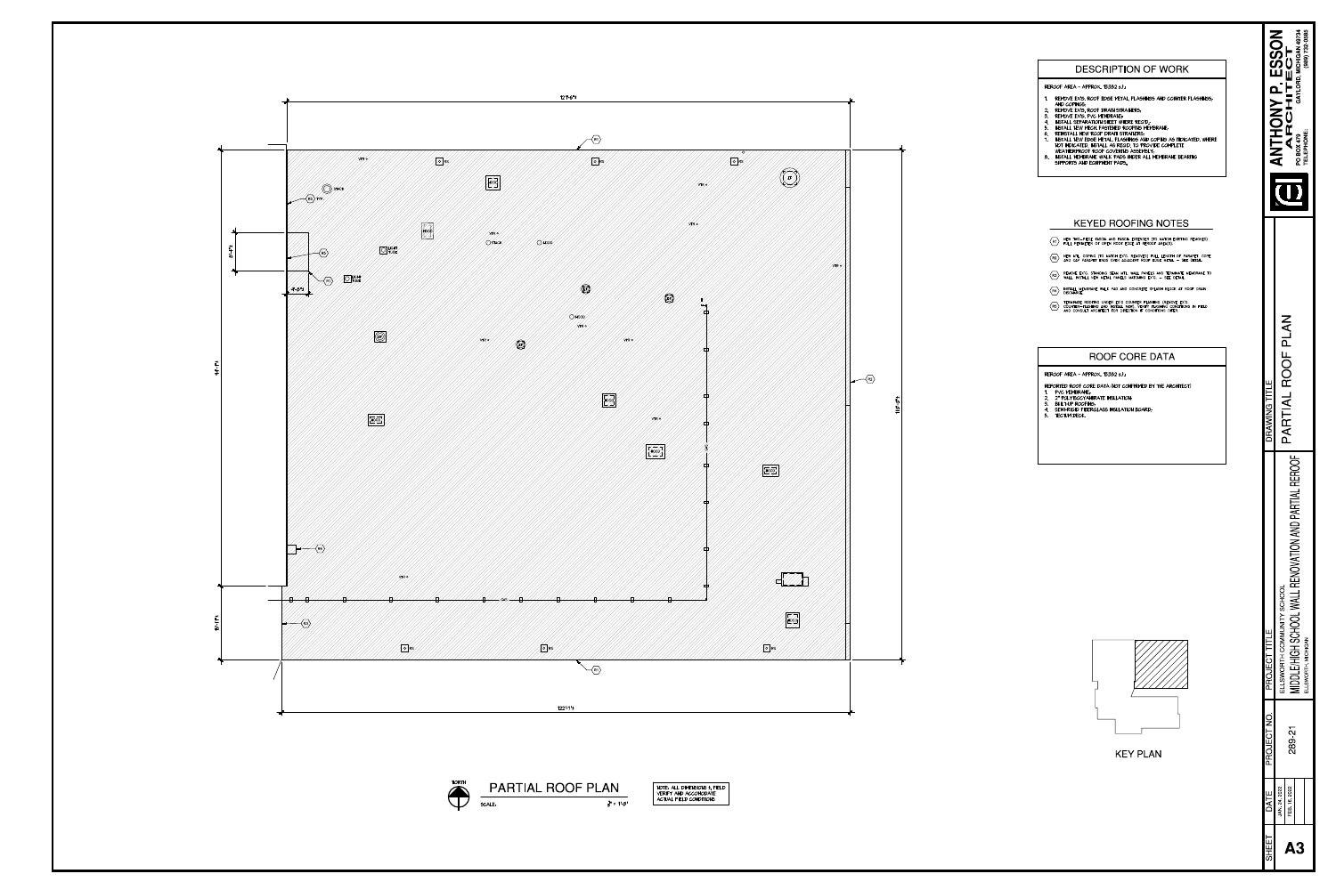## DESCRIPTION OF WORK

REROOF AREA - APPROX. 13382 s.f.

1. REMOVE EXIS. ROOF EDGE METAL FLASHINGS AND COUNTER FLASHINGS, AND COPINGS.
2. REMOVE EXIS. ROOF DRAIN STRAINERS.
3. REMOVE EXIS. PVC MEMBRANE.
4. INSTALL SEPARATION SHEET WHERE REQ'D.
5. INSTALL NEW MECH. FASTENED ROOFING MEMBRANE.
6. REINSTALL NEW ROOF DRAIN STRAINERS.
7. INSTALL NEW EDGE METAL FLASHINGS AND COPING AS INDICATED. WHERE NOT INDICATED, INSTALL AS REQ'D. TO PROVIDE COMPLETE WEATHERPROOF ROOF COVERING ASSEMBLY.
8. INSTALL MEMBRANE WALK PADS UNDER ALL MEMBRANE BEARING SUPPORTS AND EQUIPMENT PADS.

## KEYED ROOFING NOTES

- R1 NEW TWO-PIECE FASCIA AND FASCIA EXTENDER (TO MATCH EXISTING REMOVED) FULL PERIMETER OF OPEN ROOF EDGE AT REROOF AREA(S).
- R2 NEW ATL. COPING (TO MATCH EXIS. REMOVED) FULL LENGTH OF PARAPET. COPE AND CAP PARAPET ENDS OPEN ADJACENT ROOF EDGE METAL - SEE DETAIL.
- R3 REMOVE EXIS. STANDING SEAM MTL. WALL PANELS AND TERMINATE MEMBRANE TO WALL. INSTALL NEW METAL PANELS MATCHING EXIS. - SEE DETAIL.
- R4 INSTALL MEMBRANE WALK PAD AND CONCRETE SPLASH BLOCK AT ROOF DRAIN DISCHARGE.
- R5 TERMINATE ROOFING UNDER EXIS. COUNTER FLASHING (REMOVE EXIS. COUNTER-FLASHING AND INSTALL NEW). VERIFY FLASHING CONDITIONS IN FIELD AND CONSULT ARCHITECT FOR DIRECTION IF CONDITIONS DIFFER.

## ROOF CORE DATA

REROOF AREA - APPROX. 13382 s.f.

REPORTED ROOF CORE DATA (NOT CONFIRMED BY THE ARCHITECT)

1. PVC MEMBRANE.
2. 2" POLYISOCYANURATE INSULATION.
3. BUILT-UP ROOFING.
4. SEMI-RIGID FIBERGLASS INSULATION BOARD.
5. TECTUM DECK.

KEY PLAN

## PARTIAL ROOF PLAN

SCALE: 1/8" = 1'-0"

NOTE: ALL DIMENSIONS ±, FIELD VERIFY AND ACCOMMODATE ACTUAL FIELD CONDITIONS

ANTHONY P. ESSON ARCHITECT
PO BOX 2143 GAYLORD, MICHIGAN 49734
TELEPHONE: (989) 732-0303

| PROJECT NO. | PROJECT TITLE | DRAWING TITLE |
|---|---|---|
| 289-21 | ELLSWORTH COMMUNITY SCHOOL MIDDLE/HIGH SCHOOL WALL RENOVATION AND PARTIAL REROOF ELLSWORTH, MICHIGAN | PARTIAL ROOF PLAN |

| SHEET | DATE |
|---|---|
| A3 | JAN. 24, 2022 FEB. 16, 2022 |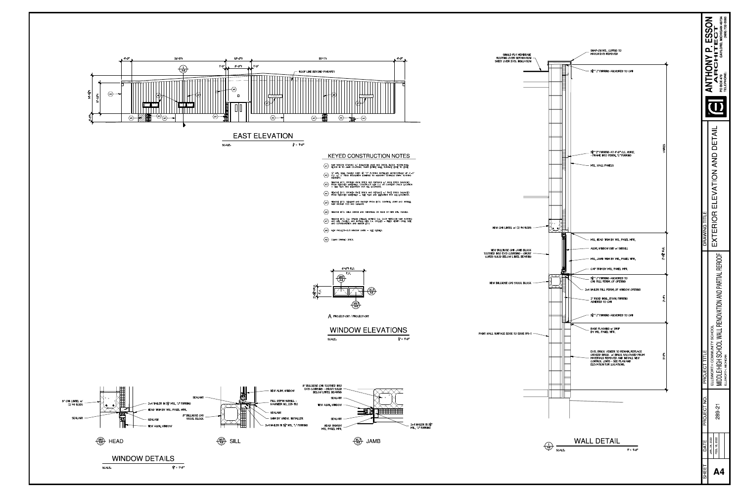## EAST ELEVATION

SCALE: 1/8" = 1'-0"

4'-0" | 36'-5" | 10'-0" | 55'-1" | 4'-0"

1'-8" | 6'-8" | 1'-8"

ROOF LINE BEYOND PARAPET

14'-8" | 11'-8" | 3'-0"

## KEYED CONSTRUCTION NOTES

- A1 NEW WINDOW OPENING w/ BULLNOSE JAMB AND STOOL BLOCK. TOOTH FULL BLOCK IN TO JAMB COURSING. PAINT ENTIRE WALL SURFACE EDGE TO EDGE.
- A2 1/2" MTL. WALL PANELS OVER 5/8" "Z" FURRING INSTALLED HORIZONTALLY AT 4'-0" O.C. w/ 2" RIGID INSULATION ADHERED TO MASONRY SURFACE BTWN. FURRING MEMBERS.
- A3 REMOVE EX'G. CRACKED FACE BRICK AND REPLACE w/ FACE BRICK SALVAGED FROM REMOVED MATERIALS. CONSTRUCT NEW C.J. AT CURRENT CRACK LOCATION – SEE PLAN AND ELEVATION FOR ALL LOCATIONS.
- A4 REMOVE EX'G. CRACKED FACE BRICK AND REPLACE w/ FACE BRICK SALVAGED FROM REMOVED MATERIALS – SEE PLAN AND ELEVATION FOR ALL LOCATIONS.
- A5 REMOVE EX'G. SEALANT AND BACKER FROM EX'G. CONTROL JOINT AND INSTALL NEW BACKER ROD AND SEALANT.
- A6 REMOVE EX'G. BELL DEVICE AND REINSTALL ON FACE OF NEW MTL. PANELS.
- A7 REMOVE EX'G. O.A. INTAKE GRILLES, EXTEND O.A. DUCT THROUGH NEW FURRING AND MTL. PANELS, AND INSTALL NEW O.A. GRILLES – FIELD VERIFY GRILL SIZE AND CONFIGURATION AND MATCH EX'G.
- A8 NEW PROJECT-OUT WINDOW UNITS – SEE DETAILS.
- A9 CLEAN STAINED BRICK.

## WINDOW ELEVATIONS

SCALE: 1/4" = 1'-0"

6'-8" R.O.
F.V.
2'-8" R.O.
F.V.

A PROJECT-OUT / PROJECT-OUT

## WINDOW DETAILS

SCALE: 3" = 1'-0"

### HEAD

- 8" CMU LINTEL w/ (2) #4 RODS
- SEALANT
- 2x4 NAILER IN 5/8" MTL. "Z" FURRING
- HEAD TRIM BY MTL. PANEL MFR.
- SEALANT
- NEW ALUM. WINDOW

### SILL

- SEALANT
- 8" BULLNOSE CMU STOOL BLOCK
- NEW ALUM. WINDOW
- FULL DEPTH SUBSILL - KAWNEER NO. 225-152
- SEALANT
- SHIM BY WNDW. INSTALLER
- 2x4 NAILER IN 5/8" MTL. "Z" FURRING

### JAMB

- 8" BULLNOSE CMU TOOTHED INTO EXT'G COURSING – GROUT SOLID BELOW LINTEL BEARING
- SEALANT
- NEW ALUM. WINDOW
- SEALANT
- HEAD TRIM BY MTL. PANEL MFR.
- 2x4 NAILER IN 5/8" MTL. "Z" FURRING

## WALL DETAIL

SCALE: 1" = 1'-0"

- SINGLE-PLY MEMBRANE ROOFING OVER SEPARATION SHEET OVER EX'G. INSULATION
- SNAP-ON MTL. COPING TO MATCH EX'G REMOVED
- 5/8" "Z" FURRING ANCHORED TO CMU
- 5/8" "Z" FURRING AT 4'-0" O.C. HORIZ. – FRAME INTO PERIM. "Z" FURRING
- MTL. WALL PANELS
- VARIES
- NEW CMU LINTEL w/ (2) #4 RODS
- MTL. HEAD TRIM BY MTL. PANEL MFR.
- ALUM. WINDOW UNIT w/ SUBSILL
- NEW BULLNOSE CMU JAMB BLOCK TOOTHED INTO EX'G. COURSING – GROUT CORES SOLID BELOW LINTEL BEARING
- MTL. JAMB TRIM BY MTL. PANEL MFR.
- 2'-8" R.O.
- CAP TRIM BY MTL. PANEL MFR.
- NEW BULLNOSE CMU STOOL BLOCK
- 5/8" "Z" FURRING ANCHORED TO CMU FULL PERIM. OF OPENING
- 2x4 NAILER FULL PERIM. OF WINDOW OPENING
- 2" RIGID INSUL. BTWN. FURRING ADHERED TO CMU
- 5/8" "Z" FURRING ANCHORED TO CMU
- 2'-8"
- PAINT WALL SURFACE EDGE TO EDGE P5-1
- BASE FLASHING w/ DRIP BY MTL. PANEL MFR.
- EXT'G. BRICK VENEER TO REMAIN, REPLACE CRACKED BRICK w/ BRICK SALVAGED FROM MATERIALS REMOVED AND INSTALL NEW CONTROL JOINTS – SEE PLAN AND ELEVATION FOR LOCATIONS.
- 3'-0"

---

ANTHONY P. ESSON ARCHITECT
PO BOX 813 GAYLORD, MICHIGAN 49734
TELEPHONE: (989) 732-6380

| SHEET | DATE | PROJECT NO. | PROJECT TITLE | DRAWING TITLE |
|---|---|---|---|---|
| A4 | JAN. 24, 2022 / FEB. 16, 2022 | 289-21 | ELLSWORTH COMMUNITY SCHOOL — MIDDLE/HIGH SCHOOL WALL RENOVATION AND PARTIAL REROOF — ELLSWORTH, MICHIGAN | EXTERIOR ELEVATION AND DETAIL |